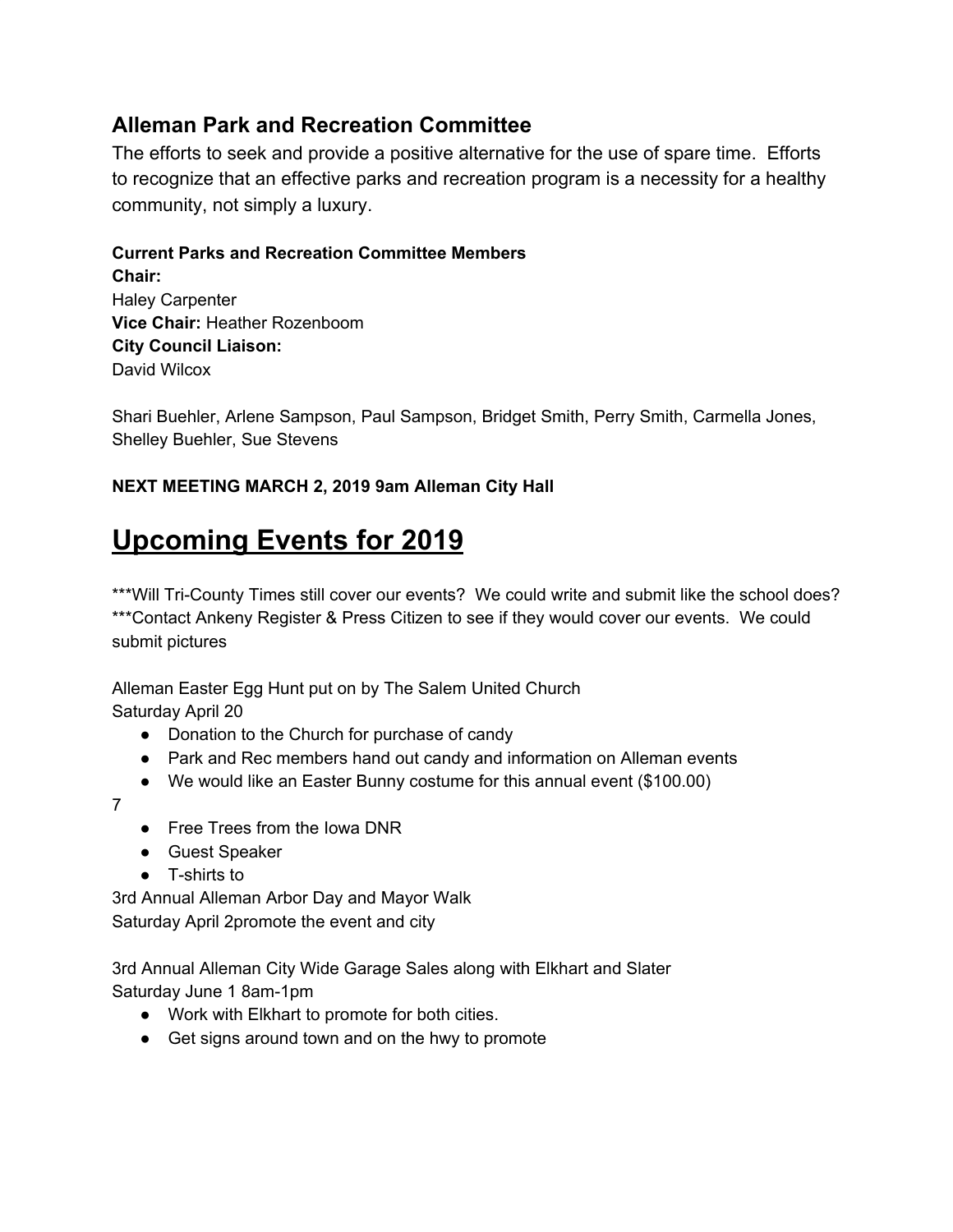## Alleman Park and Recreation Committee

The efforts to seek and provide a positive alternative for the use of spare time. Efforts to recognize that an effective parks and recreation program is a necessity for a healthy community, not simply a luxury.

**Current Parks and Recreation Committee Members**
**Chair:**
Haley Carpenter
**Vice Chair:** Heather Rozenboom
**City Council Liaison:**
David Wilcox

Shari Buehler, Arlene Sampson, Paul Sampson, Bridget Smith, Perry Smith, Carmella Jones, Shelley Buehler, Sue Stevens

**NEXT MEETING MARCH 2, 2019 9am Alleman City Hall**

# Upcoming Events for 2019

***Will Tri-County Times still cover our events? We could write and submit like the school does?
***Contact Ankeny Register & Press Citizen to see if they would cover our events. We could submit pictures

Alleman Easter Egg Hunt put on by The Salem United Church
Saturday April 20

- Donation to the Church for purchase of candy
- Park and Rec members hand out candy and information on Alleman events
- We would like an Easter Bunny costume for this annual event ($100.00)

7

- Free Trees from the Iowa DNR
- Guest Speaker
- T-shirts to

3rd Annual Alleman Arbor Day and Mayor Walk
Saturday April 2promote the event and city

3rd Annual Alleman City Wide Garage Sales along with Elkhart and Slater
Saturday June 1 8am-1pm

- Work with Elkhart to promote for both cities.
- Get signs around town and on the hwy to promote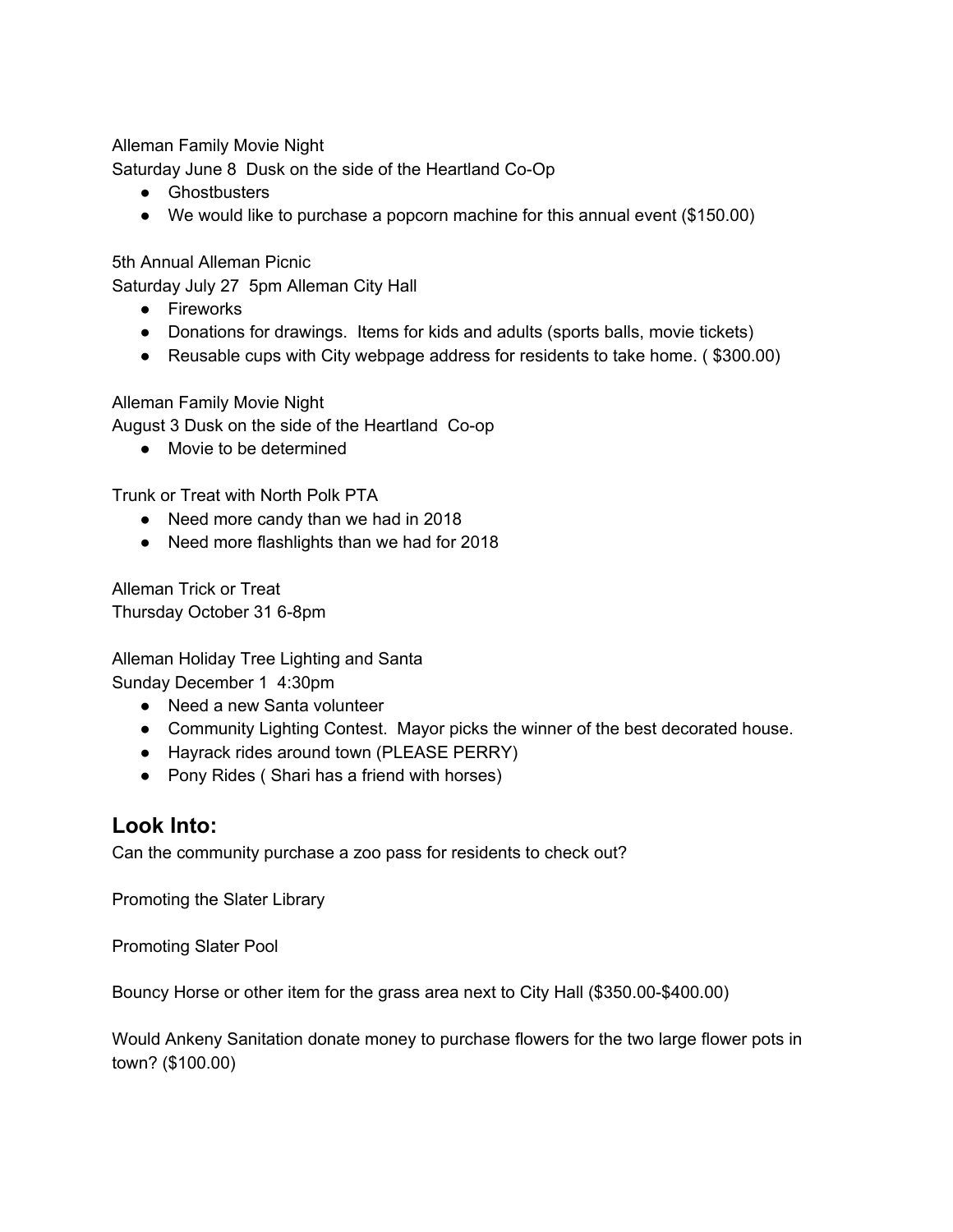Alleman Family Movie Night

Saturday June 8  Dusk on the side of the Heartland Co-Op

- Ghostbusters
- We would like to purchase a popcorn machine for this annual event ($150.00)

5th Annual Alleman Picnic

Saturday July 27  5pm Alleman City Hall

- Fireworks
- Donations for drawings.  Items for kids and adults (sports balls, movie tickets)
- Reusable cups with City webpage address for residents to take home. ( $300.00)

Alleman Family Movie Night

August 3 Dusk on the side of the Heartland  Co-op

- Movie to be determined

Trunk or Treat with North Polk PTA

- Need more candy than we had in 2018
- Need more flashlights than we had for 2018

Alleman Trick or Treat

Thursday October 31 6-8pm

Alleman Holiday Tree Lighting and Santa

Sunday December 1  4:30pm

- Need a new Santa volunteer
- Community Lighting Contest.  Mayor picks the winner of the best decorated house.
- Hayrack rides around town (PLEASE PERRY)
- Pony Rides ( Shari has a friend with horses)

## Look Into:

Can the community purchase a zoo pass for residents to check out?

Promoting the Slater Library

Promoting Slater Pool

Bouncy Horse or other item for the grass area next to City Hall ($350.00-$400.00)

Would Ankeny Sanitation donate money to purchase flowers for the two large flower pots in town? ($100.00)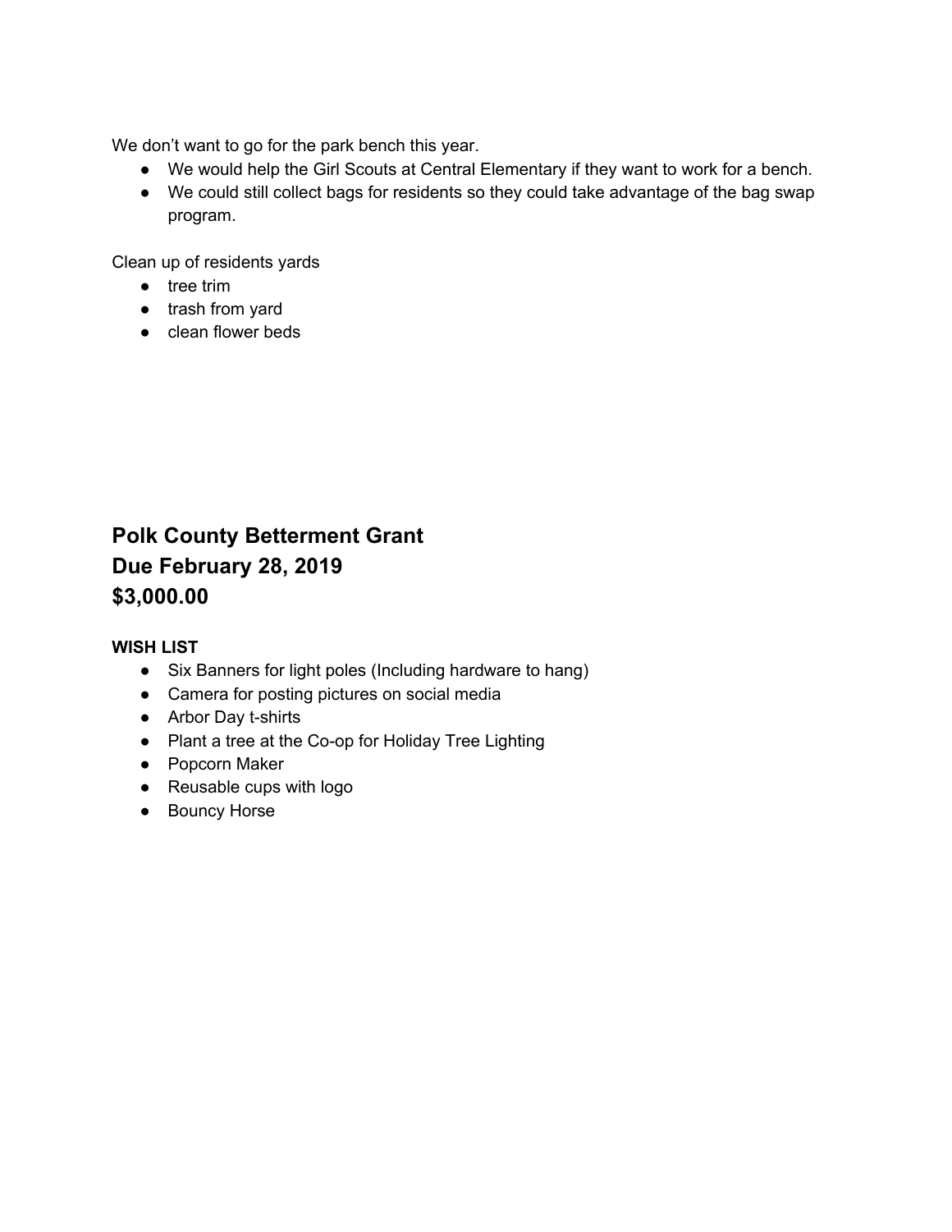We don't want to go for the park bench this year.

- We would help the Girl Scouts at Central Elementary if they want to work for a bench.
- We could still collect bags for residents so they could take advantage of the bag swap program.

Clean up of residents yards

- tree trim
- trash from yard
- clean flower beds

## Polk County Betterment Grant
## Due February 28, 2019
## $3,000.00

**WISH LIST**

- Six Banners for light poles (Including hardware to hang)
- Camera for posting pictures on social media
- Arbor Day t-shirts
- Plant a tree at the Co-op for Holiday Tree Lighting
- Popcorn Maker
- Reusable cups with logo
- Bouncy Horse